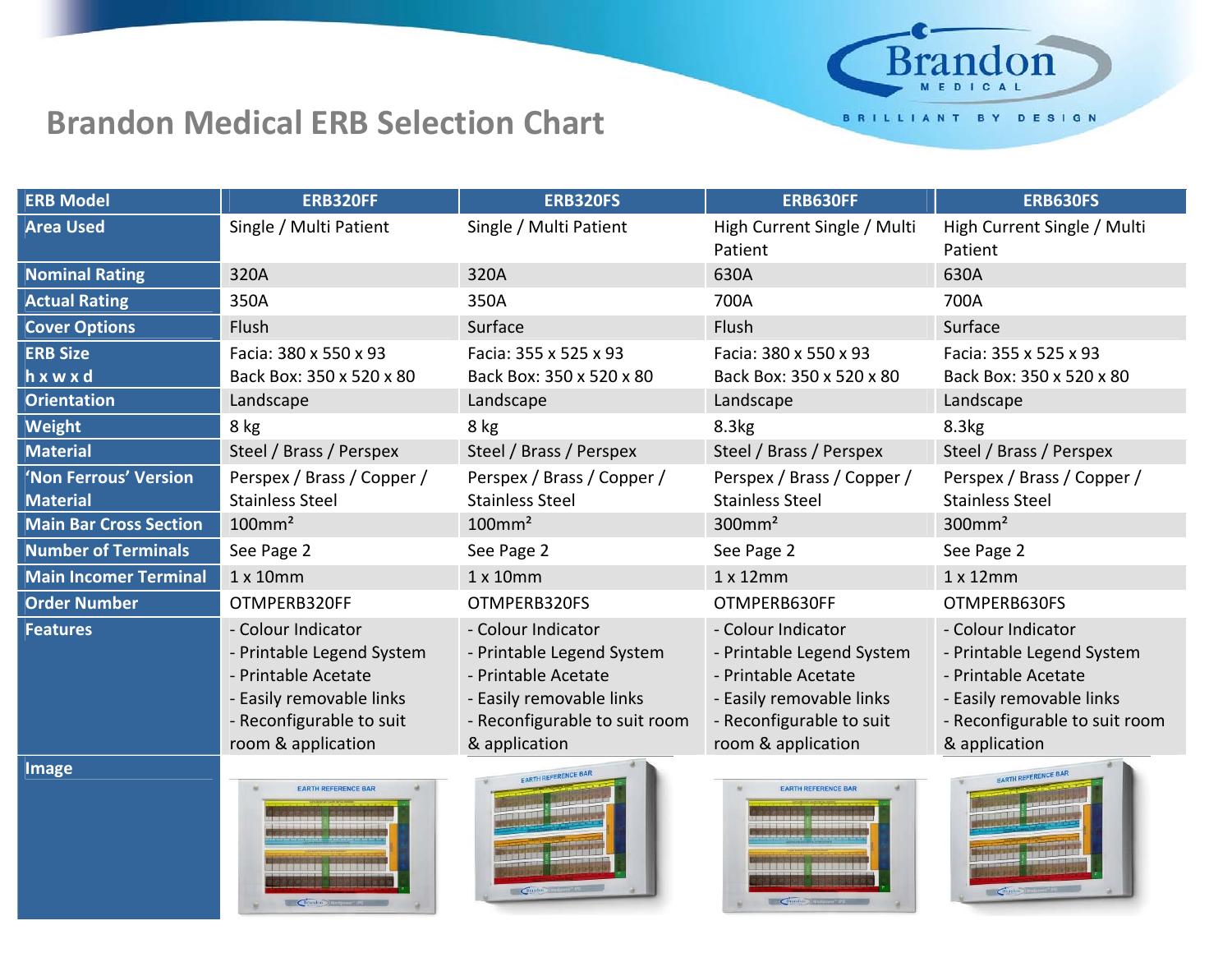# Brandon Medical ERB Selection Chart

| ERB Model | ERB320FF | ERB320FS | ERB630FF | ERB630FS |
|---|---|---|---|---|
| Area Used | Single / Multi Patient | Single / Multi Patient | High Current Single / Multi Patient | High Current Single / Multi Patient |
| Nominal Rating | 320A | 320A | 630A | 630A |
| Actual Rating | 350A | 350A | 700A | 700A |
| Cover Options | Flush | Surface | Flush | Surface |
| ERB Size h x w x d | Facia: 380 x 550 x 93<br>Back Box: 350 x 520 x 80 | Facia: 355 x 525 x 93<br>Back Box: 350 x 520 x 80 | Facia: 380 x 550 x 93<br>Back Box: 350 x 520 x 80 | Facia: 355 x 525 x 93<br>Back Box: 350 x 520 x 80 |
| Orientation | Landscape | Landscape | Landscape | Landscape |
| Weight | 8 kg | 8 kg | 8.3kg | 8.3kg |
| Material | Steel / Brass / Perspex | Steel / Brass / Perspex | Steel / Brass / Perspex | Steel / Brass / Perspex |
| 'Non Ferrous' Version Material | Perspex / Brass / Copper / Stainless Steel | Perspex / Brass / Copper / Stainless Steel | Perspex / Brass / Copper / Stainless Steel | Perspex / Brass / Copper / Stainless Steel |
| Main Bar Cross Section | 100mm² | 100mm² | 300mm² | 300mm² |
| Number of Terminals | See Page 2 | See Page 2 | See Page 2 | See Page 2 |
| Main Incomer Terminal | 1 x 10mm | 1 x 10mm | 1 x 12mm | 1 x 12mm |
| Order Number | OTMPERB320FF | OTMPERB320FS | OTMPERB630FF | OTMPERB630FS |
| Features | - Colour Indicator<br>- Printable Legend System<br>- Printable Acetate<br>- Easily removable links<br>- Reconfigurable to suit room & application | - Colour Indicator<br>- Printable Legend System<br>- Printable Acetate<br>- Easily removable links<br>- Reconfigurable to suit room & application | - Colour Indicator<br>- Printable Legend System<br>- Printable Acetate<br>- Easily removable links<br>- Reconfigurable to suit room & application | - Colour Indicator<br>- Printable Legend System<br>- Printable Acetate<br>- Easily removable links<br>- Reconfigurable to suit room & application |
| Image | | | | |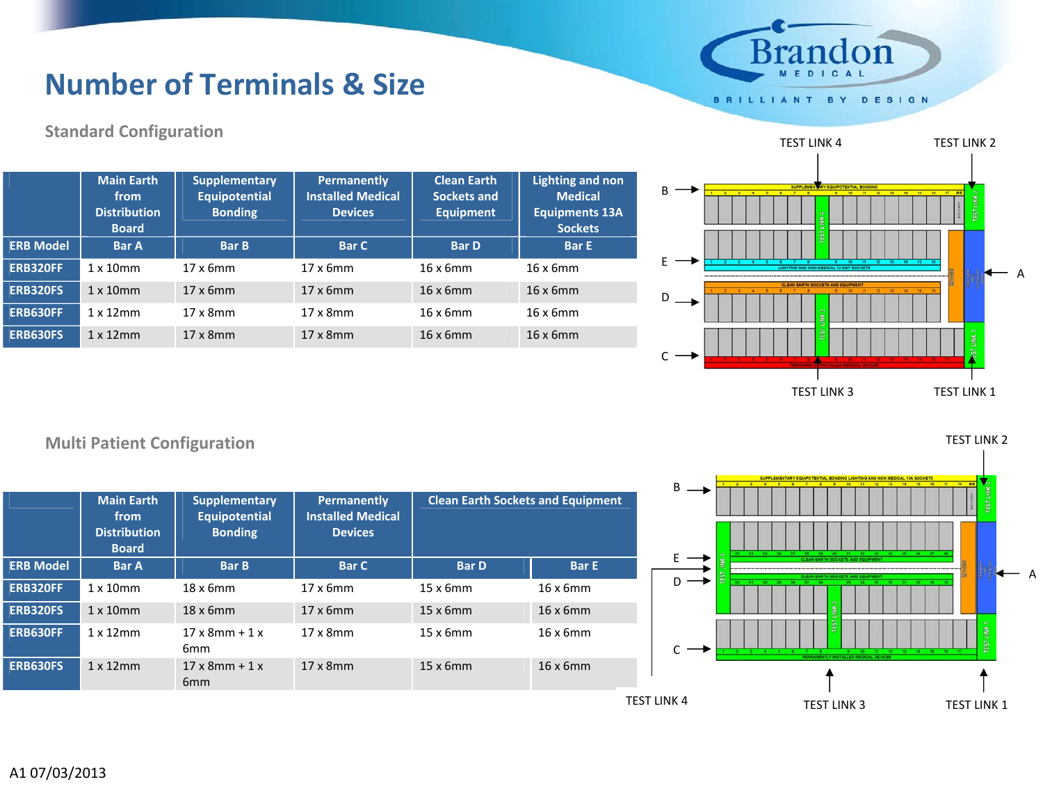# Number of Terminals & Size

## Standard Configuration

| | Main Earth from Distribution Board | Supplementary Equipotential Bonding | Permanently Installed Medical Devices | Clean Earth Sockets and Equipment | Lighting and non Medical Equipments 13A Sockets |
|---|---|---|---|---|---|
| **ERB Model** | **Bar A** | **Bar B** | **Bar C** | **Bar D** | **Bar E** |
| **ERB320FF** | 1 x 10mm | 17 x 6mm | 17 x 6mm | 16 x 6mm | 16 x 6mm |
| **ERB320FS** | 1 x 10mm | 17 x 6mm | 17 x 6mm | 16 x 6mm | 16 x 6mm |
| **ERB630FF** | 1 x 12mm | 17 x 8mm | 17 x 8mm | 16 x 6mm | 16 x 6mm |
| **ERB630FS** | 1 x 12mm | 17 x 8mm | 17 x 8mm | 16 x 6mm | 16 x 6mm |

TEST LINK 4
TEST LINK 2
B
E
D
C
A
TEST LINK 3
TEST LINK 1

## Multi Patient Configuration

| | Main Earth from Distribution Board | Supplementary Equipotential Bonding | Permanently Installed Medical Devices | Clean Earth Sockets and Equipment | |
|---|---|---|---|---|---|
| **ERB Model** | **Bar A** | **Bar B** | **Bar C** | **Bar D** | **Bar E** |
| **ERB320FF** | 1 x 10mm | 18 x 6mm | 17 x 6mm | 15 x 6mm | 16 x 6mm |
| **ERB320FS** | 1 x 10mm | 18 x 6mm | 17 x 6mm | 15 x 6mm | 16 x 6mm |
| **ERB630FF** | 1 x 12mm | 17 x 8mm + 1 x 6mm | 17 x 8mm | 15 x 6mm | 16 x 6mm |
| **ERB630FS** | 1 x 12mm | 17 x 8mm + 1 x 6mm | 17 x 8mm | 15 x 6mm | 16 x 6mm |

TEST LINK 2
B
E
D
C
A
TEST LINK 4
TEST LINK 3
TEST LINK 1

A1 07/03/2013